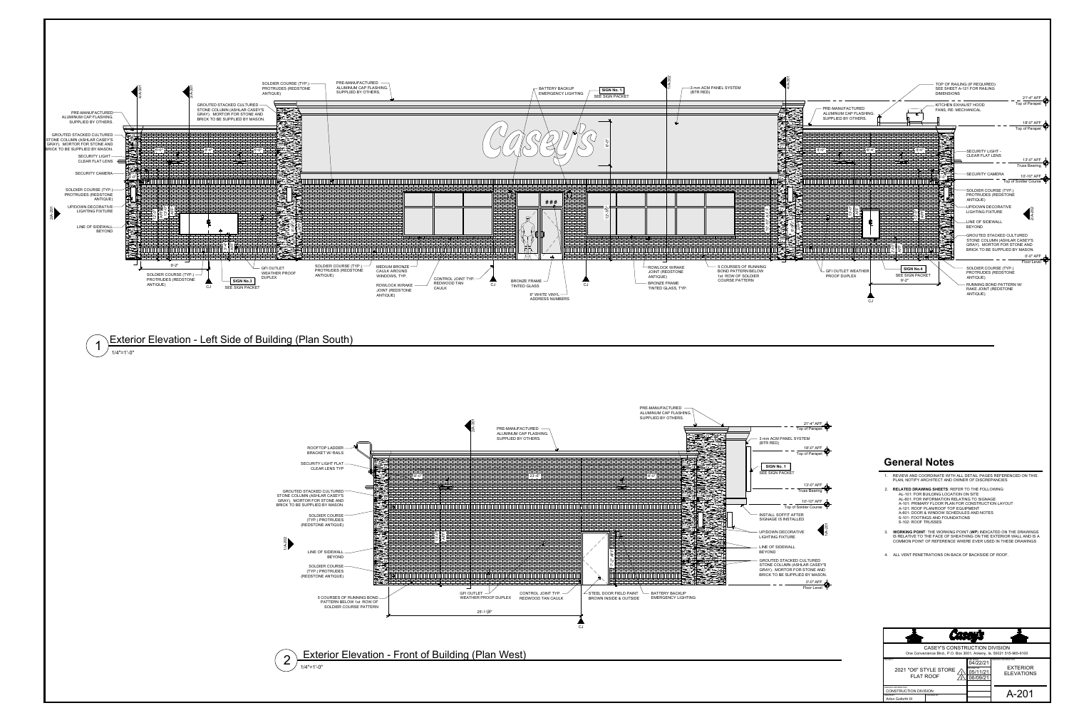## 1 Exterior Elevation - Left Side of Building (Plan South)

1/4"=1'-0"

- PRE-MANUFACTURED ALUMINUM CAP FLASHING. SUPPLIED BY OTHERS.
- GROUTED STACKED CULTURED STONE COLUMN (ASHLAR CASEY'S GRAY). MORTOR FOR STONE AND BRICK TO BE SUPPLIED BY MASON.
- SECURITY LIGHT - CLEAR FLAT LENS
- SECURITY CAMERA
- SOLDIER COURSE (TYP.) PROTRUDES (REDSTONE ANTIQUE)
- UP/DOWN DECORATIVE LIGHTING FIXTURE
- LINE OF SIDEWALL BEYOND
- SOLDIER COURSE (TYP.) PROTRUDES (REDSTONE ANTIQUE)
- PRE-MANUFACTURED ALUMINUM CAP FLASHING. SUPPLIED BY OTHERS.
- BATTERY BACKUP EMERGENCY LIGHTING
- SIGN No. 1 SEE SIGN PACKET
- 3 mm ACM PANEL SYSTEM (BTR RED)
- PRE-MANUFACTURED ALUMINUM CAP FLASHING. SUPPLIED BY OTHERS.
- TOP OF RAILING (IF REQUIRED) SEE SHEET A-121 FOR RAILING DIMENSIONS
- KITCHEN EXHAUST HOOD FANS, RE: MECHANICAL
- GFI OUTLET WEATHER PROOF DUPLEX
- SIGN No.3 SEE SIGN PACKET
- SOLDIER COURSE (TYP.) PROTRUDES (REDSTONE ANTIQUE)
- MEDIUM BRONZE CAULK AROUND WINDOWS, TYP.
- ROWLOCK W/RAKE JOINT (REDSTONE ANTIQUE)
- CONTROL JOINT TYP. REDWOOD TAN CAULK
- BRONZE FRAME TINTED GLASS
- 6" WHITE VINYL ADDRESS NUMBERS
- ROWLOCK W/RAKE JOINT (REDSTONE ANTIQUE)
- BRONZE FRAME TINTED GLASS, TYP.
- 5 COURSES OF RUNNING BOND PATTERN BELOW 1st ROW OF SOLDIER COURSE PATTERN
- GFI OUTLET WEATHER PROOF DUPLEX
- SIGN No.4 SEE SIGN PACKET
- RUNNING BOND PATTERN W/ RAKE JOINT (REDSTONE ANTIQUE)
- CJ
- 9'-2"
- 6'-0"
- 12'-0"

Levels:
- 21'-4" AFF Top of Parapet
- 18'-0" AFF Top of Parapet
- 13'-0" AFF Truss Bearing
- 10'-10" AFF Top of Soldier Course
- 0'-0" AFF Floor Level

## 2 Exterior Elevation - Front of Building (Plan West)

1/4"=1'-0"

- ROOFTOP LADDER BRACKET W/ RAILS
- SECURITY LIGHT FLAT CLEAR LENS TYP
- GROUTED STACKED CULTURED STONE COLUMN (ASHLAR CASEY'S GRAY). MORTOR FOR STONE AND BRICK TO BE SUPPLIED BY MASON.
- SOLDIER COURSE (TYP.) PROTRUDES (REDSTONE ANTIQUE)
- LINE OF SIDEWALL BEYOND
- SOLDIER COURSE (TYP.) PROTRUDES (REDSTONE ANTIQUE)
- 5 COURSES OF RUNNING BOND PATTERN BELOW 1st ROW OF SOLDIER COURSE PATTERN
- PRE-MANUFACTURED ALUMINUM CAP FLASHING. SUPPLIED BY OTHERS.
- 3 mm ACM PANEL SYSTEM (BTR RED)
- SIGN No. 1 SEE SIGN PACKET
- INSTALL SOFFIT AFTER SIGNAGE IS INSTALLED
- UP/DOWN DECORATIVE LIGHTING FIXTURE
- LINE OF SIDEWALL BEYOND
- GROUTED STACKED CULTURED STONE COLUMN (ASHLAR CASEY'S GRAY). MORTOR FOR STONE AND BRICK TO BE SUPPLIED BY MASON.
- GFI OUTLET WEATHER PROOF DUPLEX
- CONTROL JOINT TYP. REDWOOD TAN CAULK
- STEEL DOOR FIELD PAINT BROWN INSIDE & OUTSIDE
- BATTERY BACKUP EMERGENCY LIGHTING
- 25'-1 1/8"
- CJ

Levels:
- 21'-4" AFF Top of Parapet
- 18'-0" AFF Top of Parapet
- 13'-0" AFF Truss Bearing
- 10'-10" AFF Top of Soldier Course
- 0'-0" AFF Floor Level

## General Notes

1. REVIEW AND COORDINATE WITH ALL DETAIL PAGES REFERENCED ON THIS PLAN. NOTIFY ARCHITECT AND OWNER OF DISCREPANCIES
2. **RELATED DRAWING SHEETS**: REFER TO THE FOLLOWING:
   - AL-101: FOR BUILDING LOCATION ON SITE
   - AL-401: FOR INFORMATION RELATING TO SIGNAGE
   - A-101: PRIMARY FLOOR PLAN FOR CONSTRUCTION LAYOUT
   - A-121: ROOF PLAN/ROOF TOP EQUIPMENT
   - A-601: DOOR & WINDOW SCHEDULES AND NOTES
   - S-101: FOOTINGS AND FOUNDATIONS
   - S-102: ROOF TRUSSES
3. **WORKING POINT**: THE WORKING POINT (WP) INDICATED ON THE DRAWINGS IS RELATIVE TO THE FACE OF SHEATHING ON THE EXTERIOR WALL AND IS A COMMON POINT OF REFERENCE WHERE EVER USED IN THESE DRAWINGS
4. ALL VENT PENETRATIONS ON BACK OF BACKSIDE OF ROOF.

---

**Casey's**

CASEY'S CONSTRUCTION DIVISION
One Convenience Blvd., P.O. Box 3001, Ankeny, Ia. 50021 515-965-6100

| | | |
|---|---|---|
| 2021 "O6" STYLE STORE FLAT ROOF | 04/22/21<br>1 05/11/21<br>2 06/09/21 | EXTERIOR ELEVATIONS |
| CONSTRUCTION DIVISION | | |
| Arlon Goforth III | | A-201 |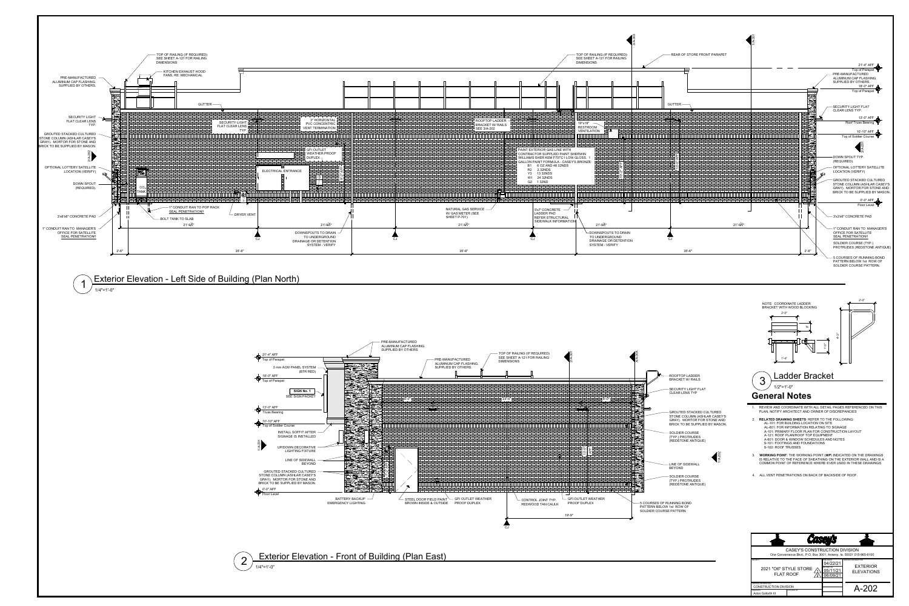## 1 Exterior Elevation - Left Side of Building (Plan North)

1/4"=1'-0"

TOP OF RAILING (IF REQUIRED) SEE SHEET A-121 FOR RAILING DIMENSIONS

KITCHEN EXHAUST HOOD FANS, RE: MECHANICAL

PRE-MANUFACTURED ALUMINUM CAP FLASHING. SUPPLIED BY OTHERS.

GUTTER

SECURITY LIGHT FLAT CLEAR LENS TYP.

SECURITY LIGHT FLAT CLEAR LENS TYP.

3" HORIZONTAL PVC CONCENTRIC VENT TERMINATION

ROOFTOP LADDER BRACKET W/ RAILS SEE 3/A-202

TOP OF RAILING (IF REQUIRED) SEE SHEET A-121 FOR RAILING DIMENSIONS

REAR OF STORE FRONT PARAPET

18"x18" RESTROOM VENTILATION

GROUTED STACKED CULTURED STONE COLUMN (ASHLAR CASEY'S GRAY). MORTOR FOR STONE AND BRICK TO BE SUPPLIED BY MASON.

GFI OUTLET WEATHER PROOF DUPLEX

ELECTRICAL ENTRANCE

PAINT EXTERIOR GAS LINE WITH CONTRACTOR SUPPLIED PAINT SHERWIN WILLIAMS SHER KEM F75TC1 LOW GLOSS. 1 GALLON PAINT FORMULA - CASEY'S BRONZE:
- B1 6 OZ AND 46 32NDS
- R2 2 32NDS
- Y3 13 32NDS
- W1 24 32NDS
- G2 1 32ND

OPTIONAL LOTTERY SATELLITE LOCATION (VERIFY)

DOWN SPOUT (REQUIRED).

CO2 TANK

1" CONDUIT RAN TO POP RACK SEAL PENETRATION!!

BOLT TANK TO SLAB

DRYER VENT

3'x6'x6" CONCRETE PAD

1" CONDUIT RAN TO MANAGER'S OFFICE FOR SATELLITE SEAL PENETRATION!!

NATURAL GAS SERVICE W/ GAS METER (SEE SHEET P-701)

5'x7' CONCRETE LADDER PAD REFER STRUCTURAL SIDEWALK INFORMATION

DOWNSPOUTS TO DRAIN TO UNDERGROUND DRAINAGE OR DETENTION SYSTEM - VERIFY

DOWNSPOUTS TO DRAIN TO UNDERGROUND DRAINAGE OR DETENTION SYSTEM - VERIFY

CJ

21'-4 3/4" | 21'-4 3/4" | 21'-4 3/4" | 21'-4 3/4"

2'-6" | 38'-6" | 35'-6" | 35'-6" | 2'-6"

21'-4" AFF Top of Parapet

PRE-MANUFACTURED ALUMINUM CAP FLASHING. SUPPLIED BY OTHERS.

18'-0" AFF Top of Parapet

SECURITY LIGHT FLAT CLEAR LENS TYP.

13'-0" AFF Roof Truss Bearing

10'-10" AFF Top of Soldier Course

DOWN SPOUT TYP. (REQUIRED).

OPTIONAL LOTTERY SATELLITE LOCATION (VERIFY)

GROUTED STACKED CULTURED STONE COLUMN (ASHLAR CASEY'S GRAY). MORTOR FOR STONE AND BRICK TO BE SUPPLIED BY MASON.

0'-0" AFF Floor Level

3'x3'x6" CONCRETE PAD

1" CONDUIT RAN TO MANAGER'S OFFICE FOR SATELLITE SEAL PENETRATION!!

SOLDIER COURSE (TYP.) PROTRUDES (REDSTONE ANTIQUE)

5 COURSES OF RUNNING BOND PATTERN BELOW 1st ROW OF SOLDIER COURSE PATTERN.

## 2 Exterior Elevation - Front of Building (Plan East)

1/4"=1'-0"

21'-4" AFF Top of Parapet

3 mm ACM PANEL SYSTEM (BTR RED)

18'-0" AFF Top of Parapet

SIGN No. 1 SEE SIGN PACKET

13'-0" AFF Truss Bearing

10'-10" AFF Top of Soldier Course

INSTALL SOFFIT AFTER SIGNAGE IS INSTALLED

UP/DOWN DECORATIVE LIGHTING FIXTURE

LINE OF SIDEWALL BEYOND

GROUTED STACKED CULTURED STONE COLUMN (ASHLAR CASEY'S GRAY). MORTOR FOR STONE AND BRICK TO BE SUPPLIED BY MASON.

0'-0" AFF Floor Level

PRE-MANUFACTURED ALUMINUM CAP FLASHING. SUPPLIED BY OTHERS.

PRE-MANUFACTURED ALUMINUM CAP FLASHING. SUPPLIED BY OTHERS.

TOP OF RAILING (IF REQUIRED) SEE SHEET A-121 FOR RAILING DIMENSIONS

ROOFTOP LADDER BRACKET W/ RAILS

SECURITY LIGHT FLAT CLEAR LENS TYP

GROUTED STACKED CULTURED STONE COLUMN (ASHLAR CASEY'S GRAY). MORTOR FOR STONE AND BRICK TO BE SUPPLIED BY MASON.

SOLDIER COURSE (TYP.) PROTRUDES (REDSTONE ANTIQUE)

LINE OF SIDEWALL BEYOND

SOLDIER COURSE (TYP.) PROTRUDES (REDSTONE ANTIQUE)

BATTERY BACKUP EMERGENCY LIGHTING

STEEL DOOR FIELD PAINT BROWN INSIDE & OUTSIDE

GFI OUTLET WEATHER PROOF DUPLEX

CONTROL JOINT TYP. REDWOOD TAN CAULK

GFI OUTLET WEATHER PROOF DUPLEX

5 COURSES OF RUNNING BOND PATTERN BELOW 1st ROW OF SOLDIER COURSE PATTERN

19'-9"

CJ

## 3 Ladder Bracket

1/2"=1'-0"

NOTE: COORDINATE LADDER BRACKET WITH WOOD BLOCKING

2'-0" | 1'-4" | 2'-0" | 4'-2"

## General Notes

1. REVIEW AND COORDINATE WITH ALL DETAIL PAGES REFERENCED ON THIS PLAN. NOTIFY ARCHITECT AND OWNER OF DISCREPANCIES
2. **RELATED DRAWING SHEETS**: REFER TO THE FOLLOWING:
   - AL-101: FOR BUILDING LOCATION ON SITE
   - AL-601: FOR INFORMATION RELATING TO SIGNAGE
   - A-101: PRIMARY FLOOR PLAN FOR CONSTRUCTION LAYOUT
   - A-121: ROOF PLAN/ROOF TOP EQUIPMENT
   - A-601: DOOR & WINDOW SCHEDULES AND NOTES
   - S-101: FOOTINGS AND FOUNDATIONS
   - S-102: ROOF TRUSSES
3. **WORKING POINT**: THE WORKING POINT (WP) INDICATED ON THE DRAWINGS IS RELATIVE TO THE FACE OF SHEATHING ON THE EXTERIOR WALL AND IS A COMMON POINT OF REFERENCE WHERE EVER USED IN THESE DRAWINGS
4. ALL VENT PENETRATIONS ON BACK OF BACKSIDE OF ROOF.

Casey's

CASEY'S CONSTRUCTION DIVISION
One Convenience Blvd., P.O. Box 3001, Ankeny, Ia. 50021 515-965-6100

2021 "O6" STYLE STORE FLAT ROOF

04/22/21 | 05/11/21 | 06/09/21

EXTERIOR ELEVATIONS

CONSTRUCTION DIVISION

Aaron Goforth III

A-202